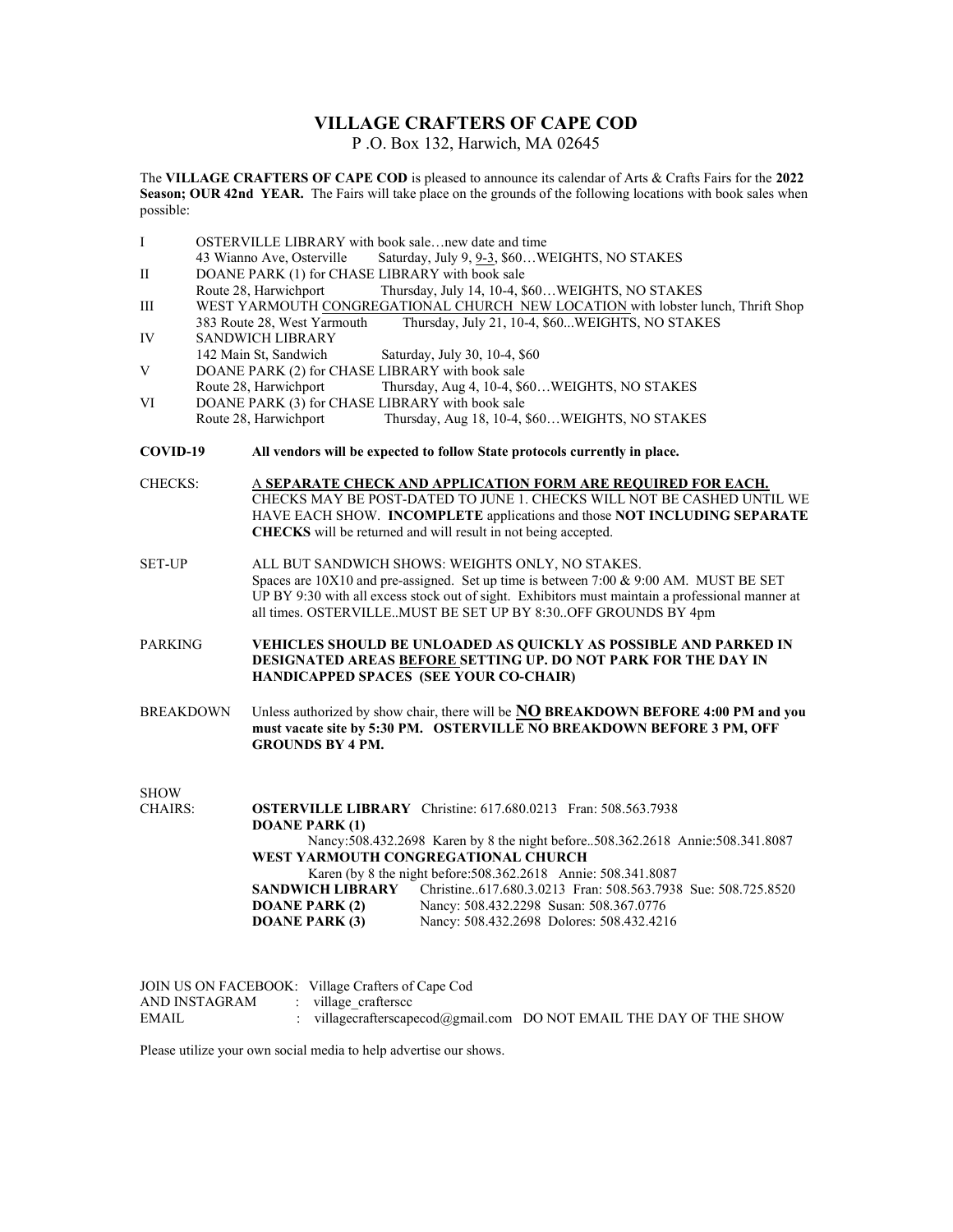# VILLAGE CRAFTERS OF CAPE COD

P .O. Box 132, Harwich, MA 02645

The **VILLAGE CRAFTERS OF CAPE COD** is pleased to announce its calendar of Arts & Crafts Fairs for the **2022 Season; OUR 42nd YEAR.** The Fairs will take place on the grounds of the following locations with book sales when possible:

I OSTERVILLE LIBRARY with book sale…new date and time
43 Wianno Ave, Osterville Saturday, July 9, 9-3, $60…WEIGHTS, NO STAKES

II DOANE PARK (1) for CHASE LIBRARY with book sale
Route 28, Harwichport Thursday, July 14, 10-4, $60…WEIGHTS, NO STAKES

III WEST YARMOUTH CONGREGATIONAL CHURCH NEW LOCATION with lobster lunch, Thrift Shop
383 Route 28, West Yarmouth Thursday, July 21, 10-4, $60...WEIGHTS, NO STAKES

IV SANDWICH LIBRARY
142 Main St, Sandwich Saturday, July 30, 10-4, $60

V DOANE PARK (2) for CHASE LIBRARY with book sale
Route 28, Harwichport Thursday, Aug 4, 10-4, $60…WEIGHTS, NO STAKES

VI DOANE PARK (3) for CHASE LIBRARY with book sale
Route 28, Harwichport Thursday, Aug 18, 10-4, $60…WEIGHTS, NO STAKES

**COVID-19** **All vendors will be expected to follow State protocols currently in place.**

CHECKS: A **SEPARATE CHECK AND APPLICATION FORM ARE REQUIRED FOR EACH.** CHECKS MAY BE POST-DATED TO JUNE 1. CHECKS WILL NOT BE CASHED UNTIL WE HAVE EACH SHOW. **INCOMPLETE** applications and those **NOT INCLUDING SEPARATE CHECKS** will be returned and will result in not being accepted.

SET-UP ALL BUT SANDWICH SHOWS: WEIGHTS ONLY, NO STAKES. Spaces are 10X10 and pre-assigned. Set up time is between 7:00 & 9:00 AM. MUST BE SET UP BY 9:30 with all excess stock out of sight. Exhibitors must maintain a professional manner at all times. OSTERVILLE..MUST BE SET UP BY 8:30..OFF GROUNDS BY 4pm

PARKING **VEHICLES SHOULD BE UNLOADED AS QUICKLY AS POSSIBLE AND PARKED IN DESIGNATED AREAS BEFORE SETTING UP. DO NOT PARK FOR THE DAY IN HANDICAPPED SPACES (SEE YOUR CO-CHAIR)**

BREAKDOWN Unless authorized by show chair, there will be **NO BREAKDOWN BEFORE 4:00 PM and you must vacate site by 5:30 PM. OSTERVILLE NO BREAKDOWN BEFORE 3 PM, OFF GROUNDS BY 4 PM.**

SHOW CHAIRS:

**OSTERVILLE LIBRARY** Christine: 617.680.0213 Fran: 508.563.7938

**DOANE PARK (1)**
Nancy:508.432.2698 Karen by 8 the night before..508.362.2618 Annie:508.341.8087

**WEST YARMOUTH CONGREGATIONAL CHURCH**
Karen (by 8 the night before:508.362.2618 Annie: 508.341.8087

**SANDWICH LIBRARY** Christine..617.680.3.0213 Fran: 508.563.7938 Sue: 508.725.8520

**DOANE PARK (2)** Nancy: 508.432.2298 Susan: 508.367.0776

**DOANE PARK (3)** Nancy: 508.432.2698 Dolores: 508.432.4216

JOIN US ON FACEBOOK: Village Crafters of Cape Cod
AND INSTAGRAM : village_crafterscc
EMAIL : villagecrafterscapecod@gmail.com DO NOT EMAIL THE DAY OF THE SHOW

Please utilize your own social media to help advertise our shows.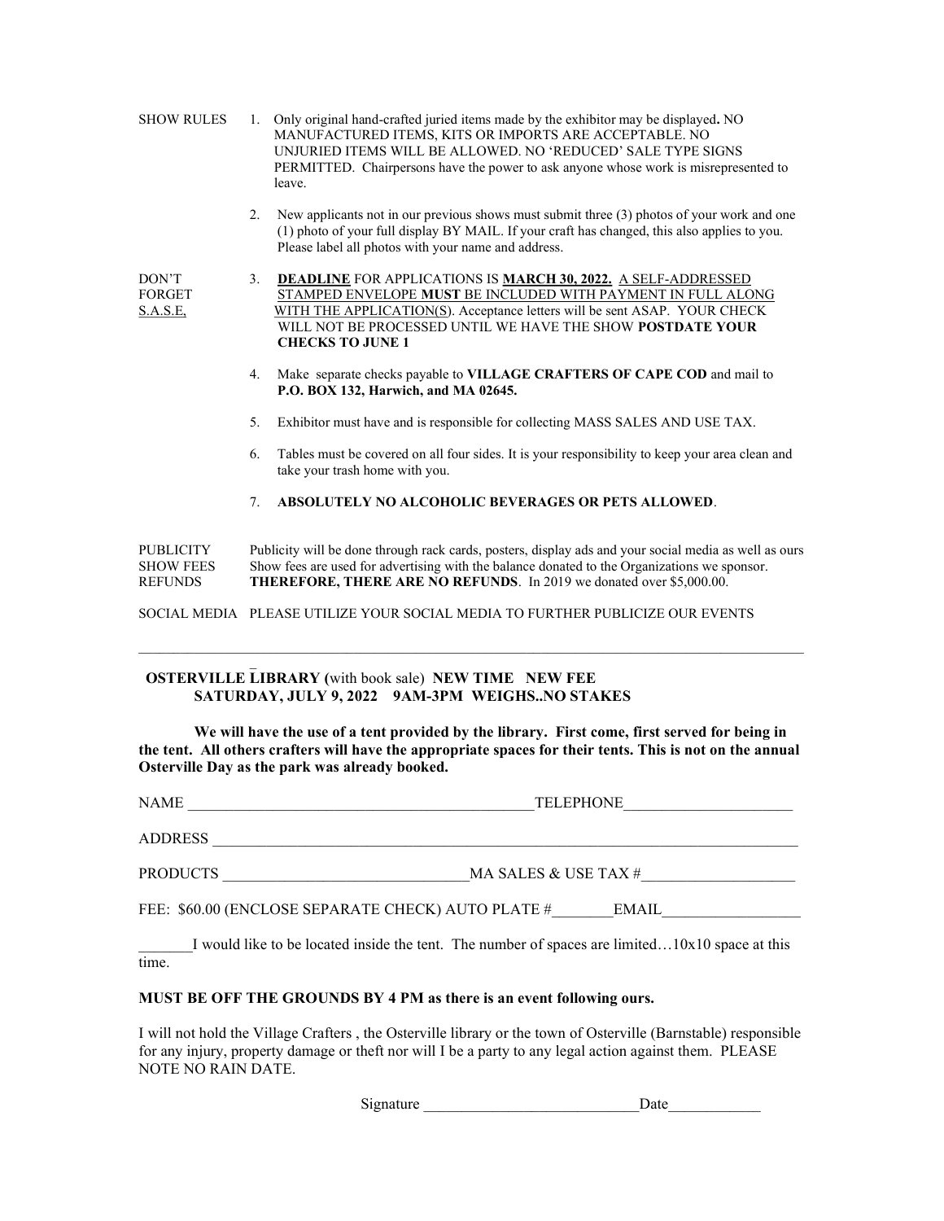SHOW RULES

1. Only original hand-crafted juried items made by the exhibitor may be displayed**.** NO MANUFACTURED ITEMS, KITS OR IMPORTS ARE ACCEPTABLE. NO UNJURIED ITEMS WILL BE ALLOWED. NO 'REDUCED' SALE TYPE SIGNS PERMITTED. Chairpersons have the power to ask anyone whose work is misrepresented to leave.

2. New applicants not in our previous shows must submit three (3) photos of your work and one (1) photo of your full display BY MAIL. If your craft has changed, this also applies to you. Please label all photos with your name and address.

DON'T FORGET S.A.S.E,

3. **DEADLINE** FOR APPLICATIONS IS **MARCH 30, 2022.** A SELF-ADDRESSED STAMPED ENVELOPE **MUST** BE INCLUDED WITH PAYMENT IN FULL ALONG WITH THE APPLICATION(S). Acceptance letters will be sent ASAP. YOUR CHECK WILL NOT BE PROCESSED UNTIL WE HAVE THE SHOW **POSTDATE YOUR CHECKS TO JUNE 1**

4. Make separate checks payable to **VILLAGE CRAFTERS OF CAPE COD** and mail to **P.O. BOX 132, Harwich, and MA 02645.**

5. Exhibitor must have and is responsible for collecting MASS SALES AND USE TAX.

6. Tables must be covered on all four sides. It is your responsibility to keep your area clean and take your trash home with you.

7. **ABSOLUTELY NO ALCOHOLIC BEVERAGES OR PETS ALLOWED**.

PUBLICITY Publicity will be done through rack cards, posters, display ads and your social media as well as ours

SHOW FEES Show fees are used for advertising with the balance donated to the Organizations we sponsor.

REFUNDS **THEREFORE, THERE ARE NO REFUNDS**. In 2019 we donated over $5,000.00.

SOCIAL MEDIA PLEASE UTILIZE YOUR SOCIAL MEDIA TO FURTHER PUBLICIZE OUR EVENTS

---

**OSTERVILLE LIBRARY (**with book sale) **NEW TIME NEW FEE**
**SATURDAY, JULY 9, 2022 9AM-3PM WEIGHS..NO STAKES**

**We will have the use of a tent provided by the library. First come, first served for being in the tent. All others crafters will have the appropriate spaces for their tents. This is not on the annual Osterville Day as the park was already booked.**

NAME _____________________________________________TELEPHONE_____________________

ADDRESS ________________________________________________________________________

PRODUCTS _______________________________MA SALES & USE TAX #____________________

FEE: $60.00 (ENCLOSE SEPARATE CHECK) AUTO PLATE #________EMAIL__________________

_______I would like to be located inside the tent. The number of spaces are limited…10x10 space at this time.

**MUST BE OFF THE GROUNDS BY 4 PM as there is an event following ours.**

I will not hold the Village Crafters , the Osterville library or the town of Osterville (Barnstable) responsible for any injury, property damage or theft nor will I be a party to any legal action against them. PLEASE NOTE NO RAIN DATE.

Signature ____________________________Date____________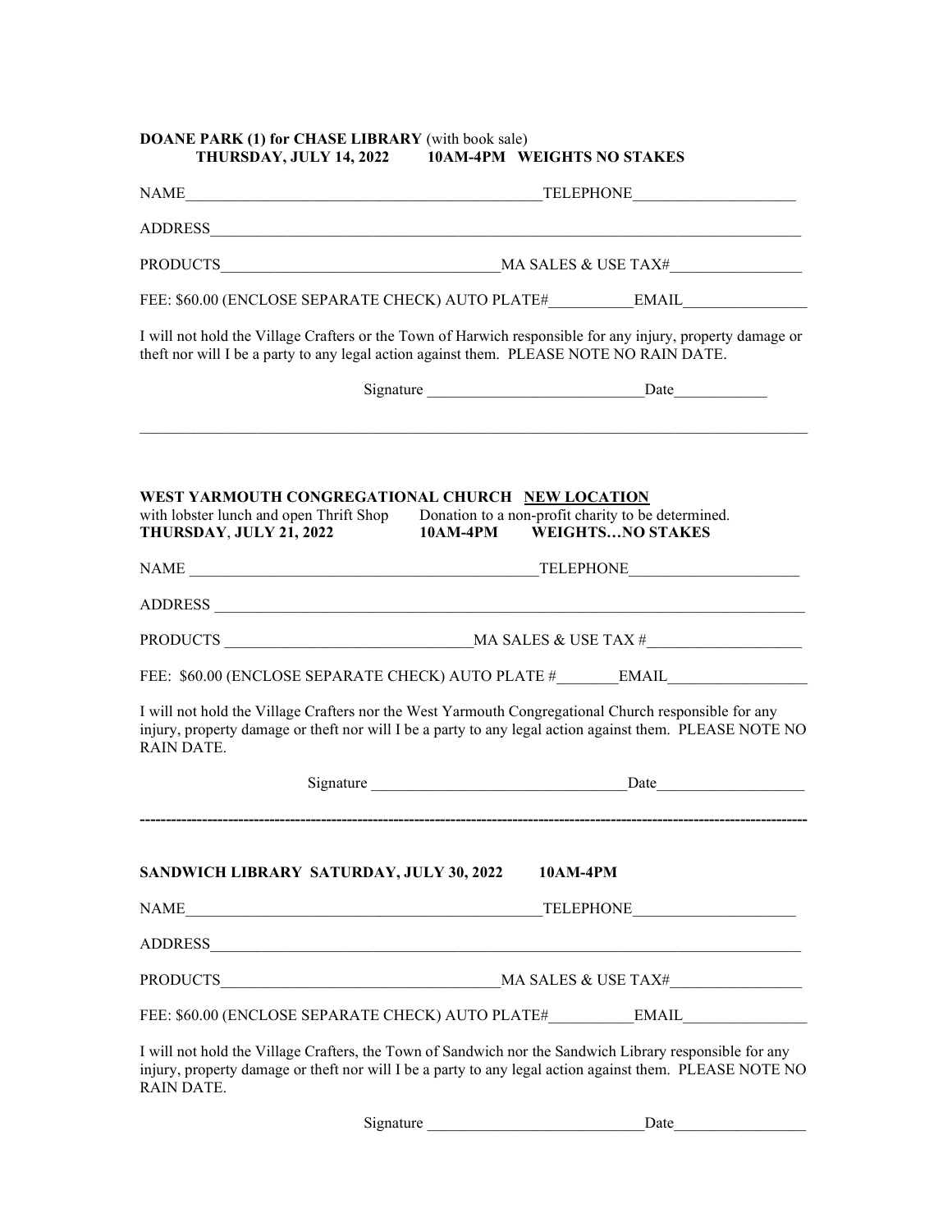**DOANE PARK (1) for CHASE LIBRARY** (with book sale)
**THURSDAY, JULY 14, 2022 10AM-4PM WEIGHTS NO STAKES**

NAME_____________________________________________TELEPHONE____________________

ADDRESS____________________________________________________________________________

PRODUCTS__________________________________MA SALES & USE TAX#________________

FEE: $60.00 (ENCLOSE SEPARATE CHECK) AUTO PLATE#__________EMAIL_______________

I will not hold the Village Crafters or the Town of Harwich responsible for any injury, property damage or theft nor will I be a party to any legal action against them. PLEASE NOTE NO RAIN DATE.

Signature ___________________________Date___________

---

**WEST YARMOUTH CONGREGATIONAL CHURCH <u>NEW LOCATION</u>**
with lobster lunch and open Thrift Shop Donation to a non-profit charity to be determined.
**THURSDAY, JULY 21, 2022 10AM-4PM WEIGHTS…NO STAKES**

NAME _____________________________________________TELEPHONE_____________________

ADDRESS ____________________________________________________________________________

PRODUCTS ______________________________MA SALES & USE TAX #___________________

FEE: $60.00 (ENCLOSE SEPARATE CHECK) AUTO PLATE #_______EMAIL_________________

I will not hold the Village Crafters nor the West Yarmouth Congregational Church responsible for any injury, property damage or theft nor will I be a party to any legal action against them. PLEASE NOTE NO RAIN DATE.

Signature _______________________________Date__________________

---

**SANDWICH LIBRARY SATURDAY, JULY 30, 2022 10AM-4PM**

NAME_____________________________________________TELEPHONE____________________

ADDRESS____________________________________________________________________________

PRODUCTS__________________________________MA SALES & USE TAX#________________

FEE: $60.00 (ENCLOSE SEPARATE CHECK) AUTO PLATE#__________EMAIL_______________

I will not hold the Village Crafters, the Town of Sandwich nor the Sandwich Library responsible for any injury, property damage or theft nor will I be a party to any legal action against them. PLEASE NOTE NO RAIN DATE.

Signature ___________________________Date________________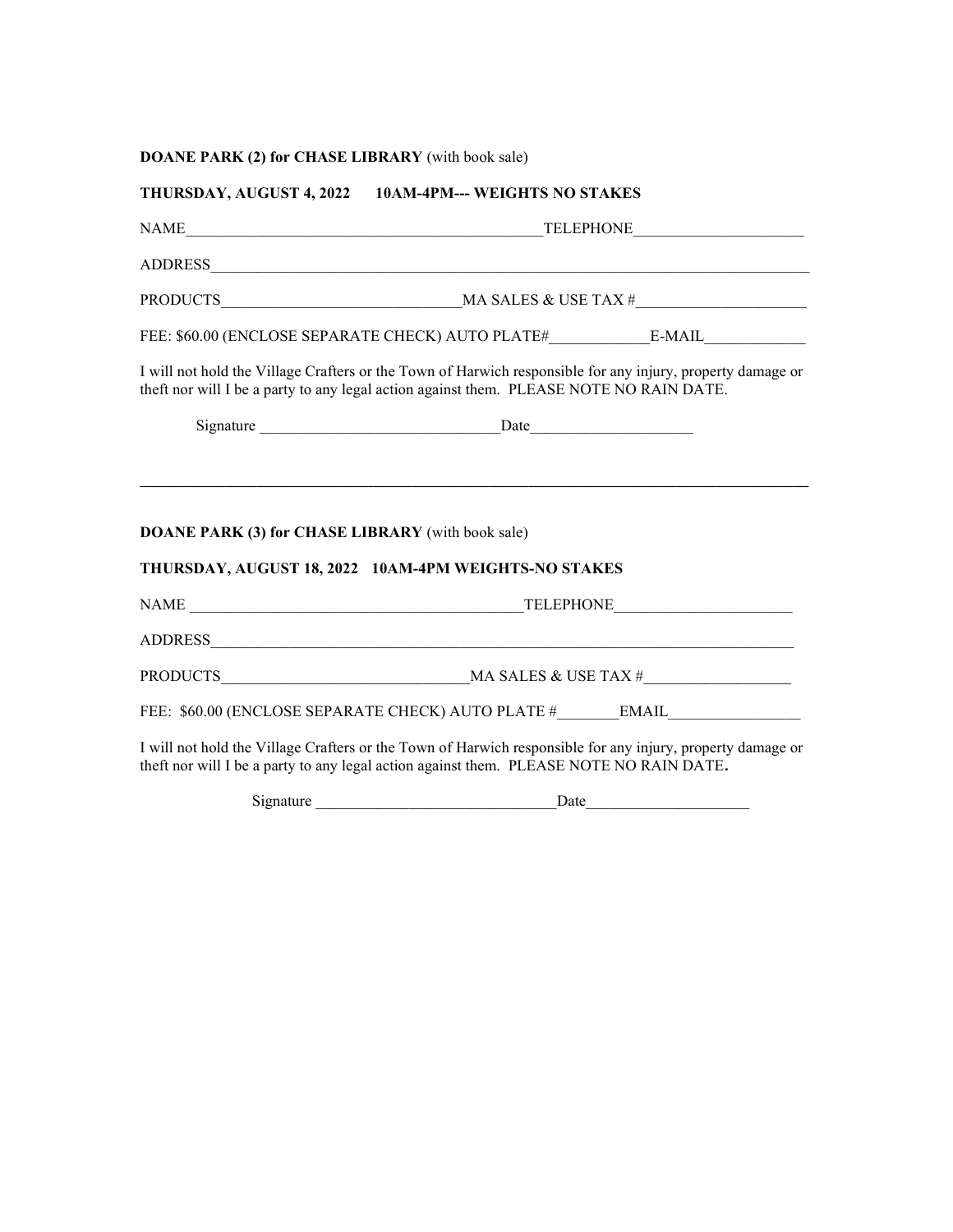**DOANE PARK (2) for CHASE LIBRARY** (with book sale)

**THURSDAY, AUGUST 4, 2022 10AM-4PM--- WEIGHTS NO STAKES**

NAME_____________________________________________TELEPHONE_____________________

ADDRESS___________________________________________________________________________

PRODUCTS______________________________MA SALES & USE TAX #______________________

FEE: $60.00 (ENCLOSE SEPARATE CHECK) AUTO PLATE#____________E-MAIL____________

I will not hold the Village Crafters or the Town of Harwich responsible for any injury, property damage or theft nor will I be a party to any legal action against them. PLEASE NOTE NO RAIN DATE.

Signature ______________________________Date____________________

---

**DOANE PARK (3) for CHASE LIBRARY** (with book sale)

**THURSDAY, AUGUST 18, 2022 10AM-4PM WEIGHTS-NO STAKES**

NAME __________________________________________TELEPHONE______________________

ADDRESS_________________________________________________________________________

PRODUCTS_______________________________MA SALES & USE TAX #__________________

FEE: $60.00 (ENCLOSE SEPARATE CHECK) AUTO PLATE #________EMAIL________________

I will not hold the Village Crafters or the Town of Harwich responsible for any injury, property damage or theft nor will I be a party to any legal action against them. PLEASE NOTE NO RAIN DATE**.**

Signature ______________________________Date____________________